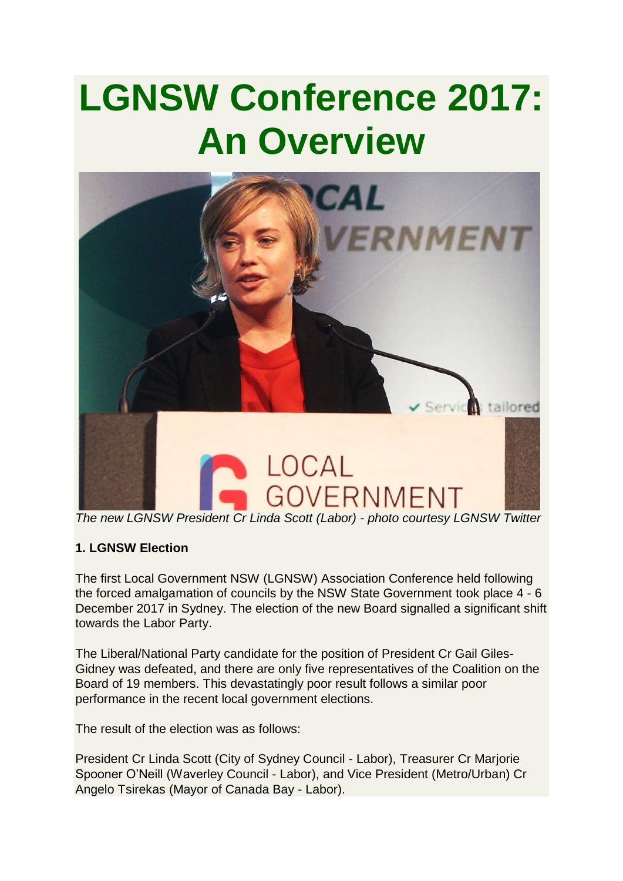# LGNSW Conference 2017: An Overview

*The new LGNSW President Cr Linda Scott (Labor) - photo courtesy LGNSW Twitter*

**1. LGNSW Election**

The first Local Government NSW (LGNSW) Association Conference held following the forced amalgamation of councils by the NSW State Government took place 4 - 6 December 2017 in Sydney. The election of the new Board signalled a significant shift towards the Labor Party.

The Liberal/National Party candidate for the position of President Cr Gail Giles-Gidney was defeated, and there are only five representatives of the Coalition on the Board of 19 members. This devastatingly poor result follows a similar poor performance in the recent local government elections.

The result of the election was as follows:

President Cr Linda Scott (City of Sydney Council - Labor), Treasurer Cr Marjorie Spooner O'Neill (Waverley Council - Labor), and Vice President (Metro/Urban) Cr Angelo Tsirekas (Mayor of Canada Bay - Labor).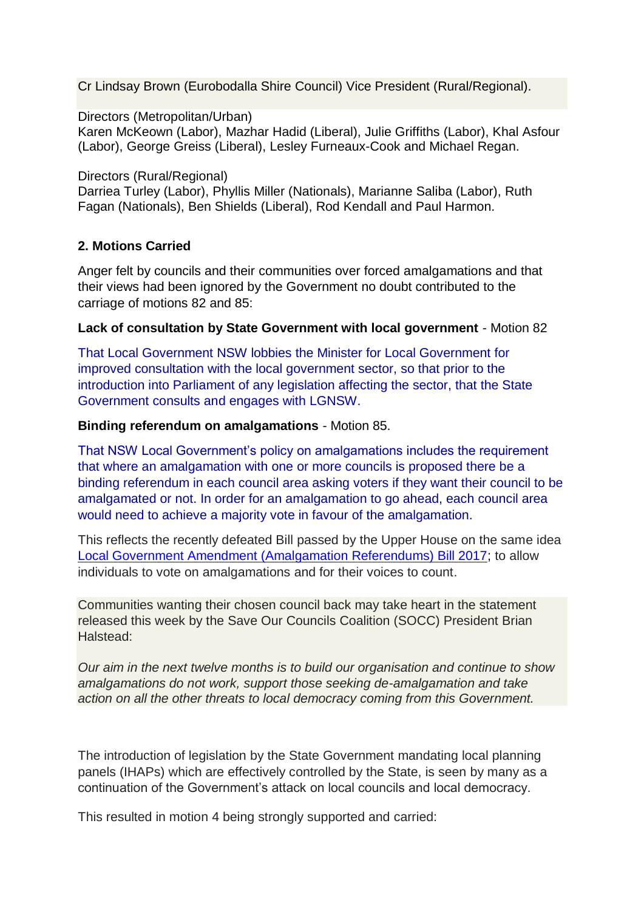Cr Lindsay Brown (Eurobodalla Shire Council) Vice President (Rural/Regional).

Directors (Metropolitan/Urban)
Karen McKeown (Labor), Mazhar Hadid (Liberal), Julie Griffiths (Labor), Khal Asfour (Labor), George Greiss (Liberal), Lesley Furneaux-Cook and Michael Regan.

Directors (Rural/Regional)
Darriea Turley (Labor), Phyllis Miller (Nationals), Marianne Saliba (Labor), Ruth Fagan (Nationals), Ben Shields (Liberal), Rod Kendall and Paul Harmon.

**2. Motions Carried**

Anger felt by councils and their communities over forced amalgamations and that their views had been ignored by the Government no doubt contributed to the carriage of motions 82 and 85:

**Lack of consultation by State Government with local government** - Motion 82

That Local Government NSW lobbies the Minister for Local Government for improved consultation with the local government sector, so that prior to the introduction into Parliament of any legislation affecting the sector, that the State Government consults and engages with LGNSW.

**Binding referendum on amalgamations** - Motion 85.

That NSW Local Government's policy on amalgamations includes the requirement that where an amalgamation with one or more councils is proposed there be a binding referendum in each council area asking voters if they want their council to be amalgamated or not. In order for an amalgamation to go ahead, each council area would need to achieve a majority vote in favour of the amalgamation.

This reflects the recently defeated Bill passed by the Upper House on the same idea Local Government Amendment (Amalgamation Referendums) Bill 2017; to allow individuals to vote on amalgamations and for their voices to count.

Communities wanting their chosen council back may take heart in the statement released this week by the Save Our Councils Coalition (SOCC) President Brian Halstead:

*Our aim in the next twelve months is to build our organisation and continue to show amalgamations do not work, support those seeking de-amalgamation and take action on all the other threats to local democracy coming from this Government.*

The introduction of legislation by the State Government mandating local planning panels (IHAPs) which are effectively controlled by the State, is seen by many as a continuation of the Government's attack on local councils and local democracy.

This resulted in motion 4 being strongly supported and carried: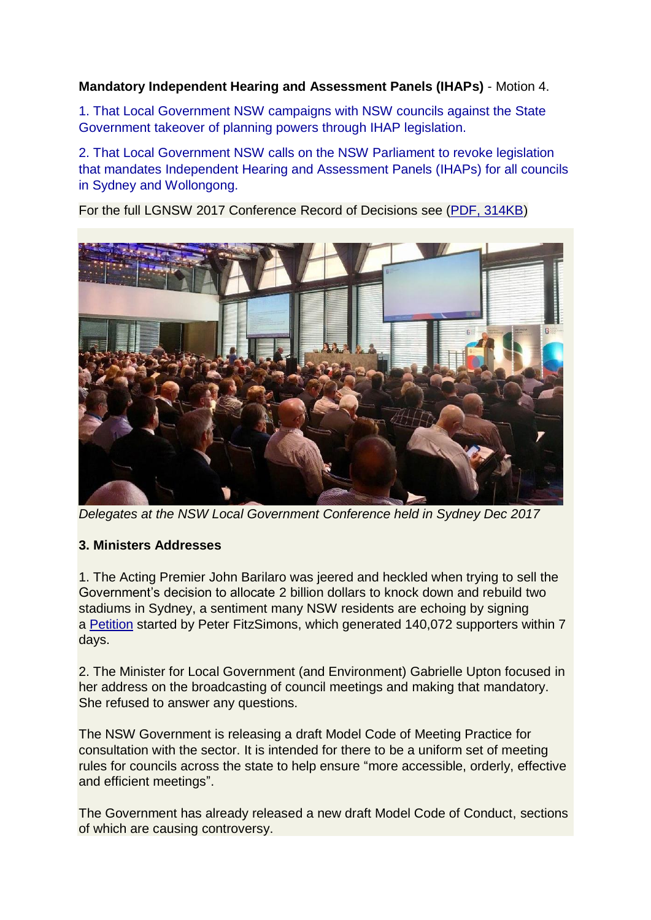**Mandatory Independent Hearing and Assessment Panels (IHAPs)** - Motion 4.

1. That Local Government NSW campaigns with NSW councils against the State Government takeover of planning powers through IHAP legislation.

2. That Local Government NSW calls on the NSW Parliament to revoke legislation that mandates Independent Hearing and Assessment Panels (IHAPs) for all councils in Sydney and Wollongong.

For the full LGNSW 2017 Conference Record of Decisions see (PDF, 314KB)

*Delegates at the NSW Local Government Conference held in Sydney Dec 2017*

**3. Ministers Addresses**

1. The Acting Premier John Barilaro was jeered and heckled when trying to sell the Government's decision to allocate 2 billion dollars to knock down and rebuild two stadiums in Sydney, a sentiment many NSW residents are echoing by signing a Petition started by Peter FitzSimons, which generated 140,072 supporters within 7 days.

2. The Minister for Local Government (and Environment) Gabrielle Upton focused in her address on the broadcasting of council meetings and making that mandatory. She refused to answer any questions.

The NSW Government is releasing a draft Model Code of Meeting Practice for consultation with the sector. It is intended for there to be a uniform set of meeting rules for councils across the state to help ensure "more accessible, orderly, effective and efficient meetings".

The Government has already released a new draft Model Code of Conduct, sections of which are causing controversy.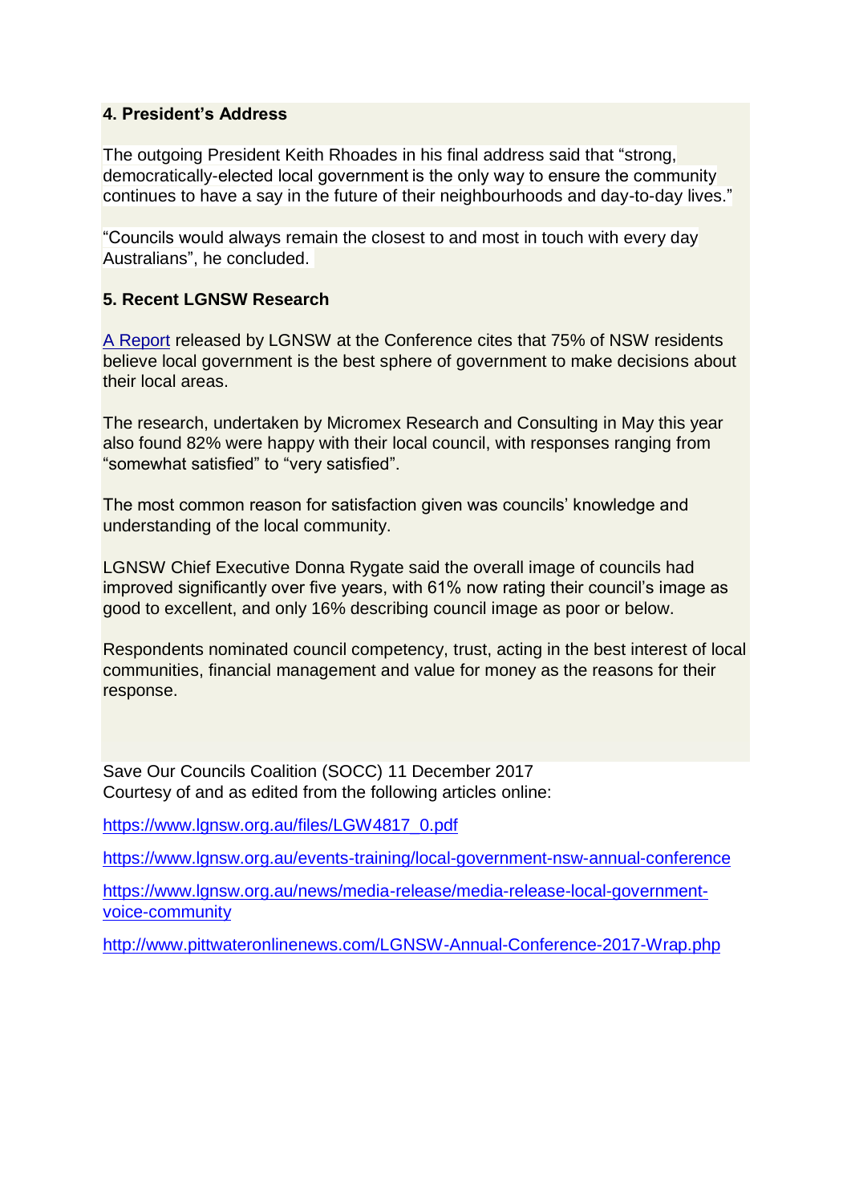**4. President's Address**

The outgoing President Keith Rhoades in his final address said that "strong, democratically-elected local government is the only way to ensure the community continues to have a say in the future of their neighbourhoods and day-to-day lives."

"Councils would always remain the closest to and most in touch with every day Australians", he concluded.

**5. Recent LGNSW Research**

[A Report](https://www.lgnsw.org.au/files/LGW4817_0.pdf) released by LGNSW at the Conference cites that 75% of NSW residents believe local government is the best sphere of government to make decisions about their local areas.

The research, undertaken by Micromex Research and Consulting in May this year also found 82% were happy with their local council, with responses ranging from "somewhat satisfied" to "very satisfied".

The most common reason for satisfaction given was councils' knowledge and understanding of the local community.

LGNSW Chief Executive Donna Rygate said the overall image of councils had improved significantly over five years, with 61% now rating their council's image as good to excellent, and only 16% describing council image as poor or below.

Respondents nominated council competency, trust, acting in the best interest of local communities, financial management and value for money as the reasons for their response.

Save Our Councils Coalition (SOCC) 11 December 2017
Courtesy of and as edited from the following articles online:

https://www.lgnsw.org.au/files/LGW4817_0.pdf

https://www.lgnsw.org.au/events-training/local-government-nsw-annual-conference

https://www.lgnsw.org.au/news/media-release/media-release-local-government-voice-community

http://www.pittwateronlinenews.com/LGNSW-Annual-Conference-2017-Wrap.php